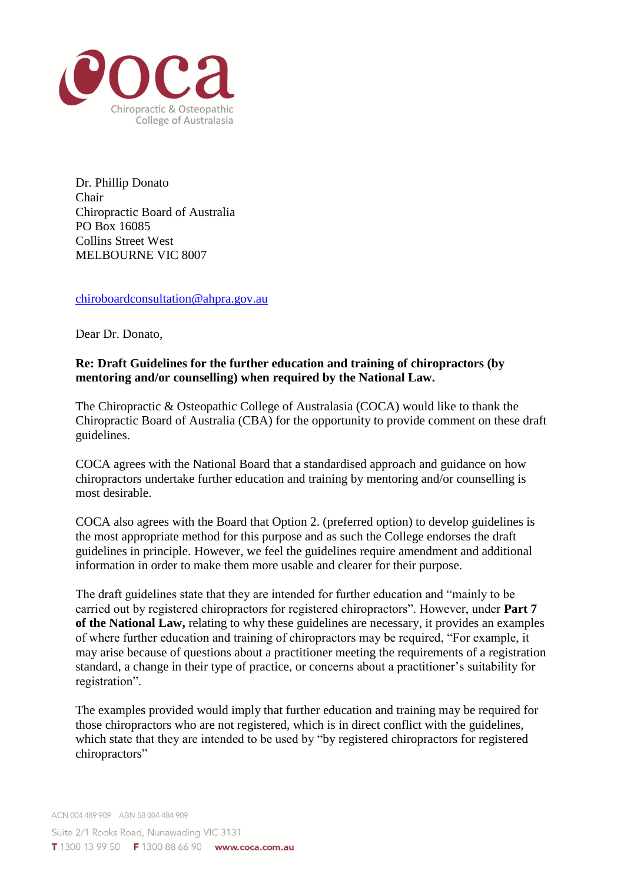Chiropractic & Osteopathic College of Australasia

Dr. Phillip Donato
Chair
Chiropractic Board of Australia
PO Box 16085
Collins Street West
MELBOURNE VIC 8007

chiroboardconsultation@ahpra.gov.au

Dear Dr. Donato,

**Re: Draft Guidelines for the further education and training of chiropractors (by mentoring and/or counselling) when required by the National Law.**

The Chiropractic & Osteopathic College of Australasia (COCA) would like to thank the Chiropractic Board of Australia (CBA) for the opportunity to provide comment on these draft guidelines.

COCA agrees with the National Board that a standardised approach and guidance on how chiropractors undertake further education and training by mentoring and/or counselling is most desirable.

COCA also agrees with the Board that Option 2. (preferred option) to develop guidelines is the most appropriate method for this purpose and as such the College endorses the draft guidelines in principle. However, we feel the guidelines require amendment and additional information in order to make them more usable and clearer for their purpose.

The draft guidelines state that they are intended for further education and "mainly to be carried out by registered chiropractors for registered chiropractors". However, under **Part 7 of the National Law,** relating to why these guidelines are necessary, it provides an examples of where further education and training of chiropractors may be required, "For example, it may arise because of questions about a practitioner meeting the requirements of a registration standard, a change in their type of practice, or concerns about a practitioner's suitability for registration".

The examples provided would imply that further education and training may be required for those chiropractors who are not registered, which is in direct conflict with the guidelines, which state that they are intended to be used by "by registered chiropractors for registered chiropractors"

ACN 004 489 909 ABN 58 004 484 909

Suite 2/1 Rooks Road, Nunawading VIC 3131

**T** 1300 13 99 50 **F** 1300 88 66 90 **www.coca.com.au**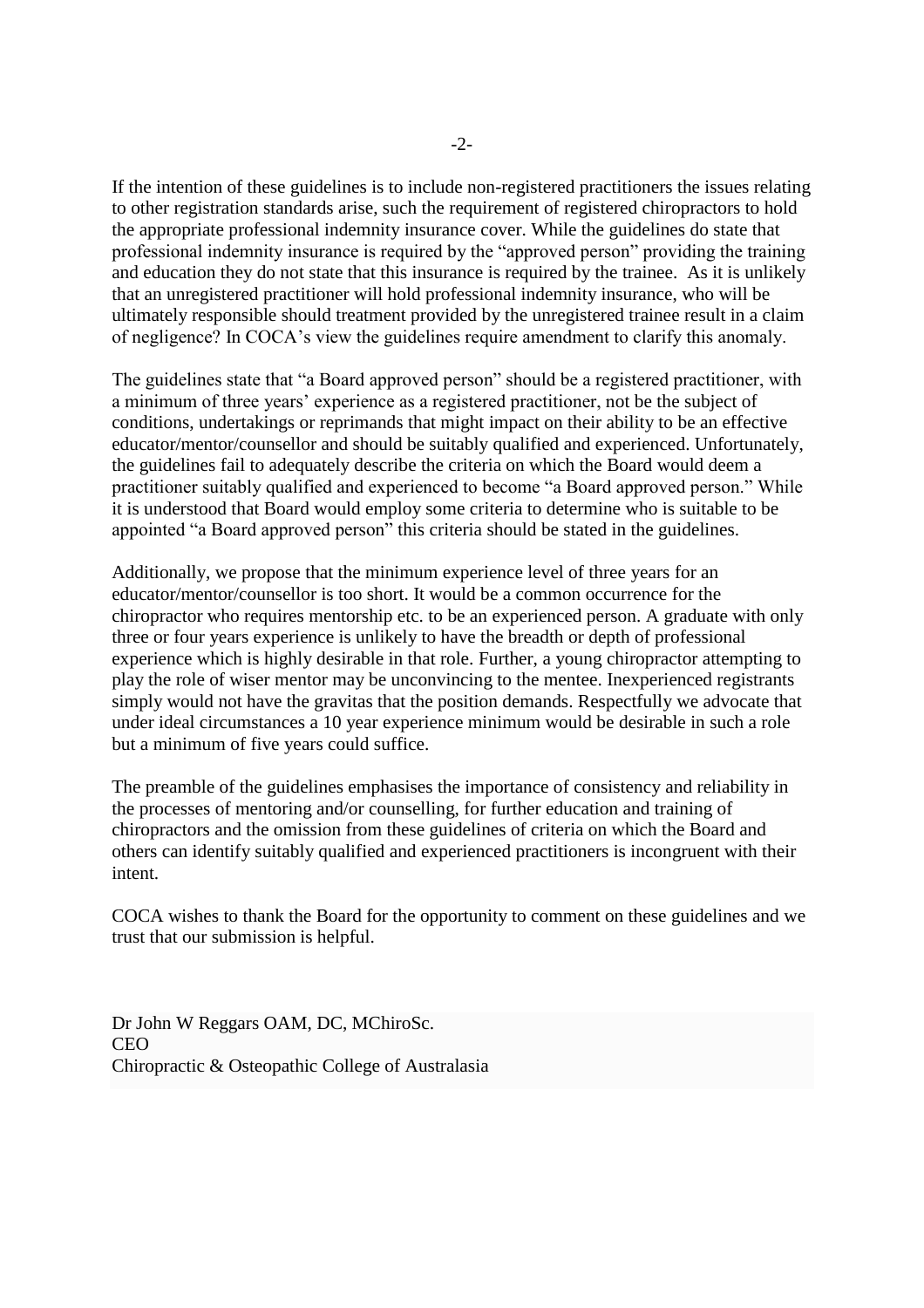If the intention of these guidelines is to include non-registered practitioners the issues relating to other registration standards arise, such the requirement of registered chiropractors to hold the appropriate professional indemnity insurance cover. While the guidelines do state that professional indemnity insurance is required by the "approved person" providing the training and education they do not state that this insurance is required by the trainee. As it is unlikely that an unregistered practitioner will hold professional indemnity insurance, who will be ultimately responsible should treatment provided by the unregistered trainee result in a claim of negligence? In COCA's view the guidelines require amendment to clarify this anomaly.

The guidelines state that "a Board approved person" should be a registered practitioner, with a minimum of three years' experience as a registered practitioner, not be the subject of conditions, undertakings or reprimands that might impact on their ability to be an effective educator/mentor/counsellor and should be suitably qualified and experienced. Unfortunately, the guidelines fail to adequately describe the criteria on which the Board would deem a practitioner suitably qualified and experienced to become "a Board approved person." While it is understood that Board would employ some criteria to determine who is suitable to be appointed "a Board approved person" this criteria should be stated in the guidelines.

Additionally, we propose that the minimum experience level of three years for an educator/mentor/counsellor is too short. It would be a common occurrence for the chiropractor who requires mentorship etc. to be an experienced person. A graduate with only three or four years experience is unlikely to have the breadth or depth of professional experience which is highly desirable in that role. Further, a young chiropractor attempting to play the role of wiser mentor may be unconvincing to the mentee. Inexperienced registrants simply would not have the gravitas that the position demands. Respectfully we advocate that under ideal circumstances a 10 year experience minimum would be desirable in such a role but a minimum of five years could suffice.

The preamble of the guidelines emphasises the importance of consistency and reliability in the processes of mentoring and/or counselling, for further education and training of chiropractors and the omission from these guidelines of criteria on which the Board and others can identify suitably qualified and experienced practitioners is incongruent with their intent.

COCA wishes to thank the Board for the opportunity to comment on these guidelines and we trust that our submission is helpful.

Dr John W Reggars OAM, DC, MChiroSc.
CEO
Chiropractic & Osteopathic College of Australasia